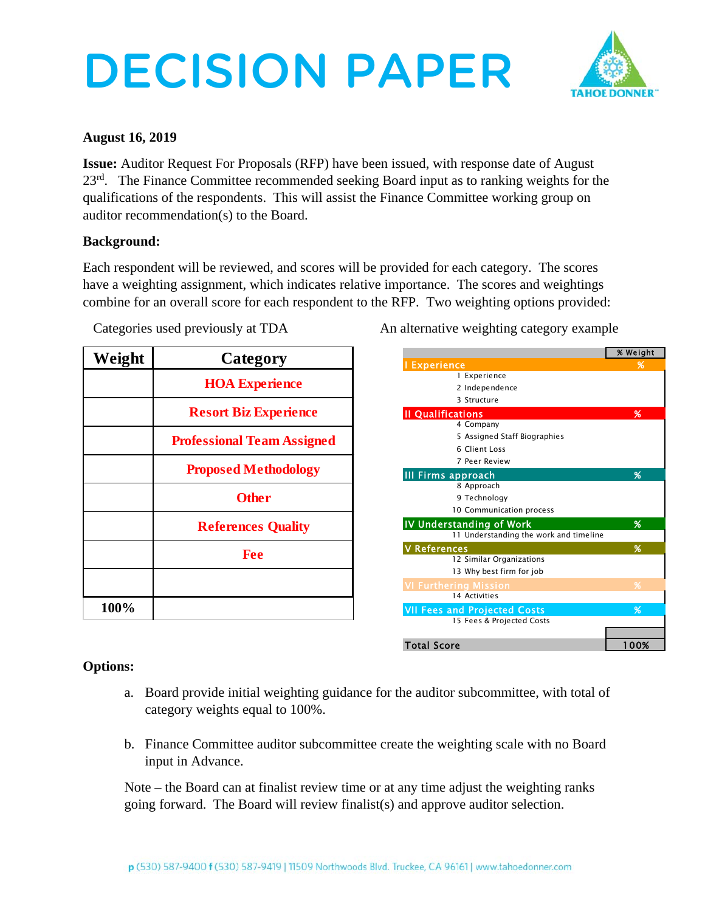# DECISION PAPER

**August 16, 2019**

**Issue:** Auditor Request For Proposals (RFP) have been issued, with response date of August 23rd. The Finance Committee recommended seeking Board input as to ranking weights for the qualifications of the respondents. This will assist the Finance Committee working group on auditor recommendation(s) to the Board.

**Background:**

Each respondent will be reviewed, and scores will be provided for each category. The scores have a weighting assignment, which indicates relative importance. The scores and weightings combine for an overall score for each respondent to the RFP. Two weighting options provided:

Categories used previously at TDA

| Weight | Category |
|---|---|
| | HOA Experience |
| | Resort Biz Experience |
| | Professional Team Assigned |
| | Proposed Methodology |
| | Other |
| | References Quality |
| | Fee |
| | |
| 100% | |

An alternative weighting category example

| | % Weight |
|---|---|
| I Experience | % |
| 1 Experience | |
| 2 Independence | |
| 3 Structure | |
| II Qualifications | % |
| 4 Company | |
| 5 Assigned Staff Biographies | |
| 6 Client Loss | |
| 7 Peer Review | |
| III Firms approach | % |
| 8 Approach | |
| 9 Technology | |
| 10 Communication process | |
| IV Understanding of Work | % |
| 11 Understanding the work and timeline | |
| V References | % |
| 12 Similar Organizations | |
| 13 Why best firm for job | |
| VI Furthering Mission | % |
| 14 Activities | |
| VII Fees and Projected Costs | % |
| 15 Fees & Projected Costs | |
| | |
| Total Score | 100% |

**Options:**

a. Board provide initial weighting guidance for the auditor subcommittee, with total of category weights equal to 100%.

b. Finance Committee auditor subcommittee create the weighting scale with no Board input in Advance.

Note – the Board can at finalist review time or at any time adjust the weighting ranks going forward. The Board will review finalist(s) and approve auditor selection.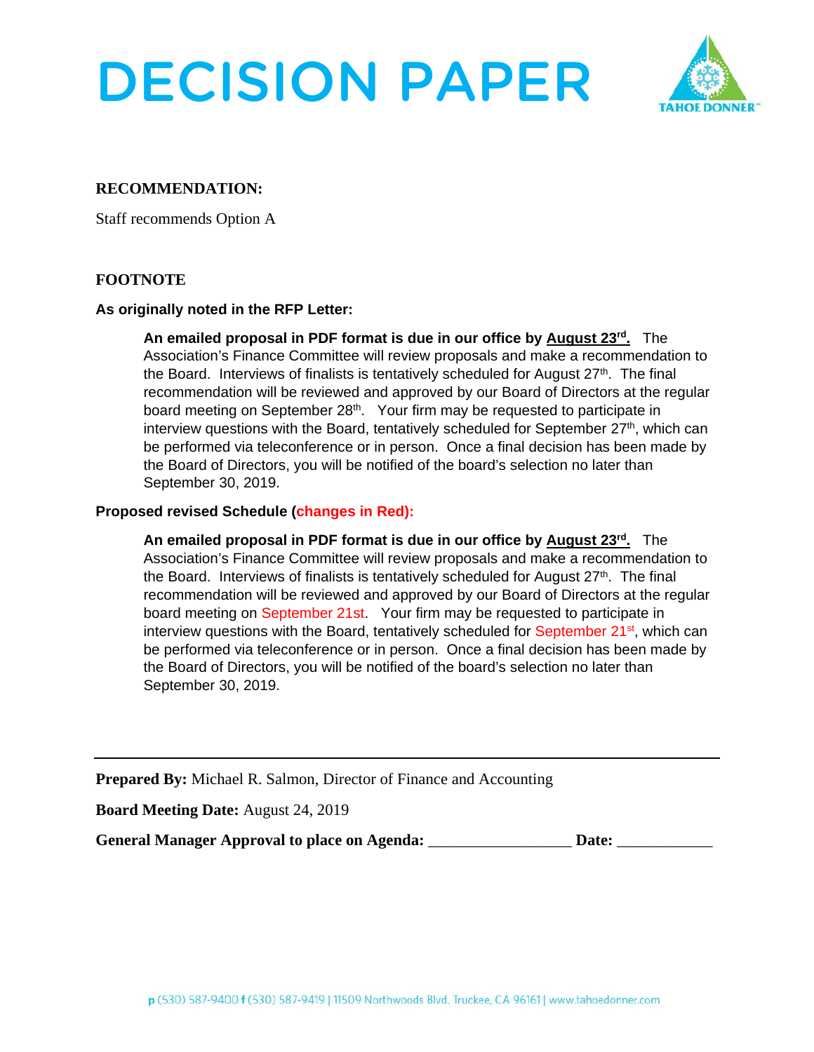# DECISION PAPER

**RECOMMENDATION:**

Staff recommends Option A

**FOOTNOTE**

**As originally noted in the RFP Letter:**

> **An emailed proposal in PDF format is due in our office by <u>August 23rd.</u>** The Association's Finance Committee will review proposals and make a recommendation to the Board. Interviews of finalists is tentatively scheduled for August 27th. The final recommendation will be reviewed and approved by our Board of Directors at the regular board meeting on September 28th. Your firm may be requested to participate in interview questions with the Board, tentatively scheduled for September 27th, which can be performed via teleconference or in person. Once a final decision has been made by the Board of Directors, you will be notified of the board's selection no later than September 30, 2019.

**Proposed revised Schedule (changes in Red):**

> **An emailed proposal in PDF format is due in our office by <u>August 23rd.</u>** The Association's Finance Committee will review proposals and make a recommendation to the Board. Interviews of finalists is tentatively scheduled for August 27th. The final recommendation will be reviewed and approved by our Board of Directors at the regular board meeting on September 21st. Your firm may be requested to participate in interview questions with the Board, tentatively scheduled for September 21st, which can be performed via teleconference or in person. Once a final decision has been made by the Board of Directors, you will be notified of the board's selection no later than September 30, 2019.

---

**Prepared By:** Michael R. Salmon, Director of Finance and Accounting

**Board Meeting Date:** August 24, 2019

**General Manager Approval to place on Agenda:** ___________________ **Date:** ____________